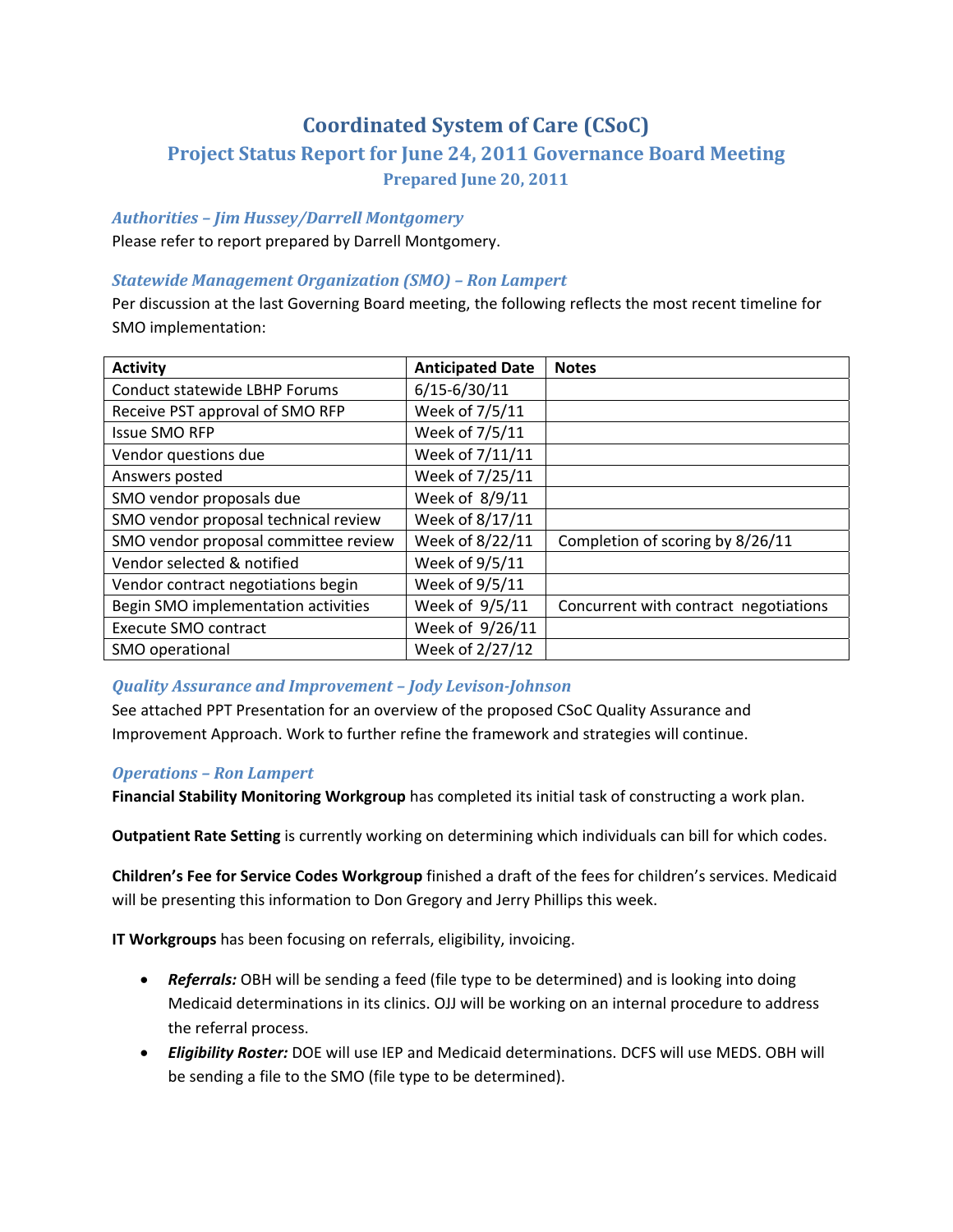# Coordinated System of Care (CSoC)

## Project Status Report for June 24, 2011 Governance Board Meeting

### Prepared June 20, 2011

### *Authorities – Jim Hussey/Darrell Montgomery*

Please refer to report prepared by Darrell Montgomery.

### *Statewide Management Organization (SMO) – Ron Lampert*

Per discussion at the last Governing Board meeting, the following reflects the most recent timeline for SMO implementation:

| Activity | Anticipated Date | Notes |
| --- | --- | --- |
| Conduct statewide LBHP Forums | 6/15-6/30/11 | |
| Receive PST approval of SMO RFP | Week of 7/5/11 | |
| Issue SMO RFP | Week of 7/5/11 | |
| Vendor questions due | Week of 7/11/11 | |
| Answers posted | Week of 7/25/11 | |
| SMO vendor proposals due | Week of 8/9/11 | |
| SMO vendor proposal technical review | Week of 8/17/11 | |
| SMO vendor proposal committee review | Week of 8/22/11 | Completion of scoring by 8/26/11 |
| Vendor selected & notified | Week of 9/5/11 | |
| Vendor contract negotiations begin | Week of 9/5/11 | |
| Begin SMO implementation activities | Week of 9/5/11 | Concurrent with contract negotiations |
| Execute SMO contract | Week of 9/26/11 | |
| SMO operational | Week of 2/27/12 | |

### *Quality Assurance and Improvement – Jody Levison-Johnson*

See attached PPT Presentation for an overview of the proposed CSoC Quality Assurance and Improvement Approach. Work to further refine the framework and strategies will continue.

### *Operations – Ron Lampert*

**Financial Stability Monitoring Workgroup** has completed its initial task of constructing a work plan.

**Outpatient Rate Setting** is currently working on determining which individuals can bill for which codes.

**Children's Fee for Service Codes Workgroup** finished a draft of the fees for children's services. Medicaid will be presenting this information to Don Gregory and Jerry Phillips this week.

**IT Workgroups** has been focusing on referrals, eligibility, invoicing.

- ***Referrals:*** OBH will be sending a feed (file type to be determined) and is looking into doing Medicaid determinations in its clinics. OJJ will be working on an internal procedure to address the referral process.
- ***Eligibility Roster:*** DOE will use IEP and Medicaid determinations. DCFS will use MEDS. OBH will be sending a file to the SMO (file type to be determined).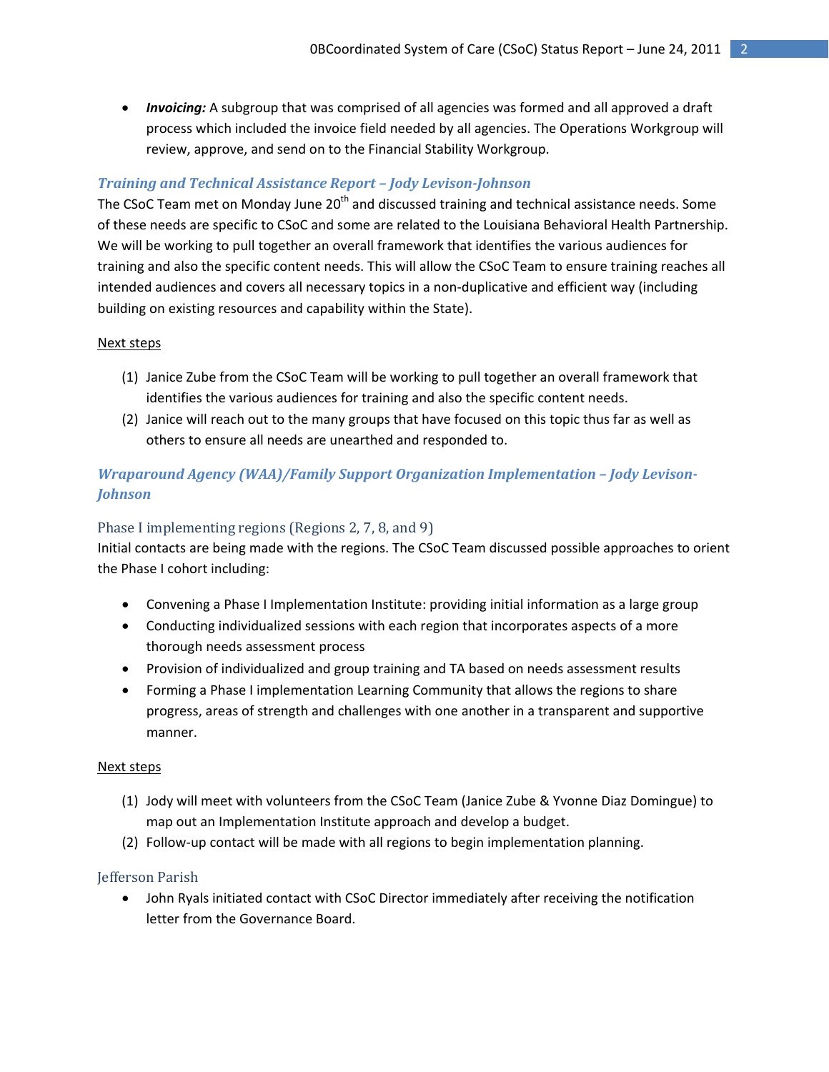- ***Invoicing:*** A subgroup that was comprised of all agencies was formed and all approved a draft process which included the invoice field needed by all agencies. The Operations Workgroup will review, approve, and send on to the Financial Stability Workgroup.

### *Training and Technical Assistance Report – Jody Levison-Johnson*

The CSoC Team met on Monday June 20th and discussed training and technical assistance needs. Some of these needs are specific to CSoC and some are related to the Louisiana Behavioral Health Partnership. We will be working to pull together an overall framework that identifies the various audiences for training and also the specific content needs. This will allow the CSoC Team to ensure training reaches all intended audiences and covers all necessary topics in a non-duplicative and efficient way (including building on existing resources and capability within the State).

Next steps

(1) Janice Zube from the CSoC Team will be working to pull together an overall framework that identifies the various audiences for training and also the specific content needs.
(2) Janice will reach out to the many groups that have focused on this topic thus far as well as others to ensure all needs are unearthed and responded to.

### *Wraparound Agency (WAA)/Family Support Organization Implementation – Jody Levison-Johnson*

#### Phase I implementing regions (Regions 2, 7, 8, and 9)

Initial contacts are being made with the regions. The CSoC Team discussed possible approaches to orient the Phase I cohort including:

- Convening a Phase I Implementation Institute: providing initial information as a large group
- Conducting individualized sessions with each region that incorporates aspects of a more thorough needs assessment process
- Provision of individualized and group training and TA based on needs assessment results
- Forming a Phase I implementation Learning Community that allows the regions to share progress, areas of strength and challenges with one another in a transparent and supportive manner.

Next steps

(1) Jody will meet with volunteers from the CSoC Team (Janice Zube & Yvonne Diaz Domingue) to map out an Implementation Institute approach and develop a budget.
(2) Follow-up contact will be made with all regions to begin implementation planning.

#### Jefferson Parish

- John Ryals initiated contact with CSoC Director immediately after receiving the notification letter from the Governance Board.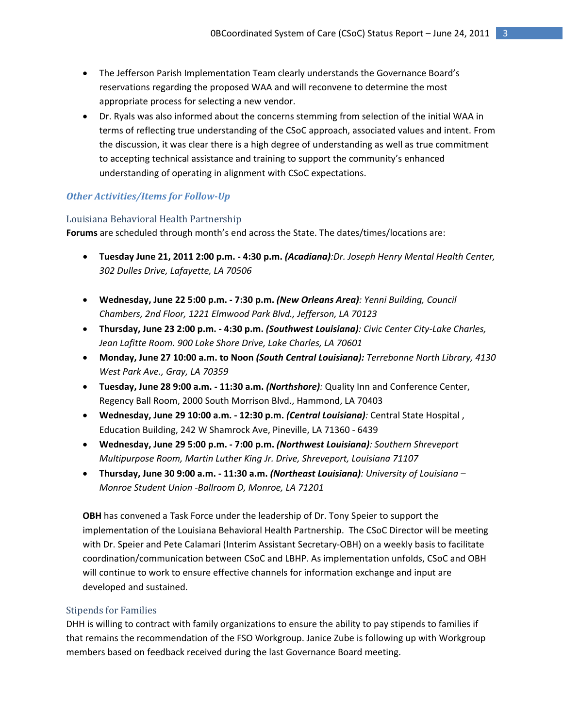- The Jefferson Parish Implementation Team clearly understands the Governance Board's reservations regarding the proposed WAA and will reconvene to determine the most appropriate process for selecting a new vendor.
- Dr. Ryals was also informed about the concerns stemming from selection of the initial WAA in terms of reflecting true understanding of the CSoC approach, associated values and intent. From the discussion, it was clear there is a high degree of understanding as well as true commitment to accepting technical assistance and training to support the community's enhanced understanding of operating in alignment with CSoC expectations.

## *Other Activities/Items for Follow-Up*

### Louisiana Behavioral Health Partnership

**Forums** are scheduled through month's end across the State. The dates/times/locations are:

- **Tuesday June 21, 2011 2:00 p.m. - 4:30 p.m. *(Acadiana)*:***Dr. Joseph Henry Mental Health Center, 302 Dulles Drive, Lafayette, LA 70506*
- **Wednesday, June 22 5:00 p.m. - 7:30 p.m. *(New Orleans Area)*:** *Yenni Building, Council Chambers, 2nd Floor, 1221 Elmwood Park Blvd., Jefferson, LA 70123*
- **Thursday, June 23 2:00 p.m. - 4:30 p.m. *(Southwest Louisiana)*:** *Civic Center City-Lake Charles, Jean Lafitte Room. 900 Lake Shore Drive, Lake Charles, LA 70601*
- **Monday, June 27 10:00 a.m. to Noon *(South Central Louisiana):*** *Terrebonne North Library, 4130 West Park Ave., Gray, LA 70359*
- **Tuesday, June 28 9:00 a.m. - 11:30 a.m. *(Northshore)*:** Quality Inn and Conference Center, Regency Ball Room, 2000 South Morrison Blvd., Hammond, LA 70403
- **Wednesday, June 29 10:00 a.m. - 12:30 p.m. *(Central Louisiana)*:** Central State Hospital , Education Building, 242 W Shamrock Ave, Pineville, LA 71360 - 6439
- **Wednesday, June 29 5:00 p.m. - 7:00 p.m. *(Northwest Louisiana)*:** *Southern Shreveport Multipurpose Room, Martin Luther King Jr. Drive, Shreveport, Louisiana 71107*
- **Thursday, June 30 9:00 a.m. - 11:30 a.m. *(Northeast Louisiana)*:** *University of Louisiana – Monroe Student Union -Ballroom D, Monroe, LA 71201*

**OBH** has convened a Task Force under the leadership of Dr. Tony Speier to support the implementation of the Louisiana Behavioral Health Partnership. The CSoC Director will be meeting with Dr. Speier and Pete Calamari (Interim Assistant Secretary-OBH) on a weekly basis to facilitate coordination/communication between CSoC and LBHP. As implementation unfolds, CSoC and OBH will continue to work to ensure effective channels for information exchange and input are developed and sustained.

### Stipends for Families

DHH is willing to contract with family organizations to ensure the ability to pay stipends to families if that remains the recommendation of the FSO Workgroup. Janice Zube is following up with Workgroup members based on feedback received during the last Governance Board meeting.